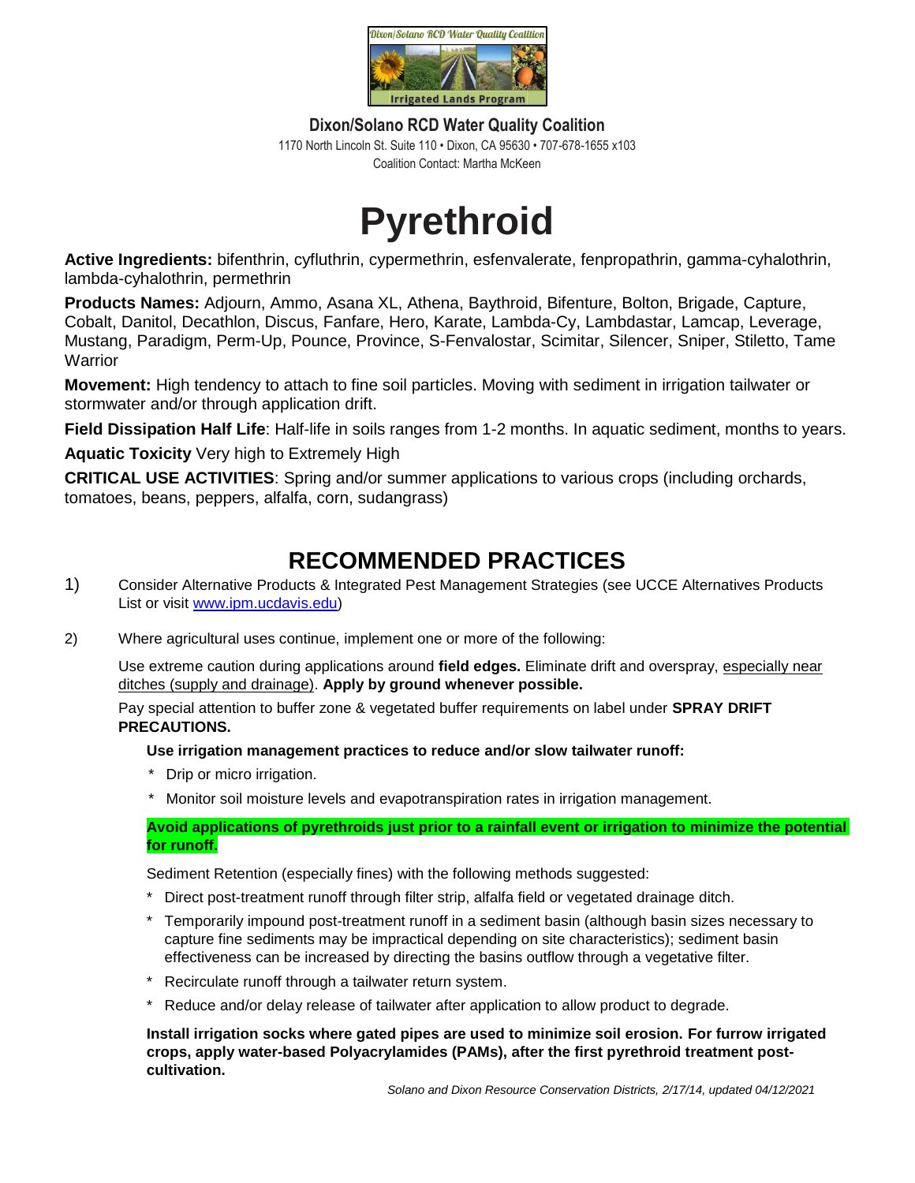Dixon/Solano RCD Water Quality Coalition

Irrigated Lands Program

**Dixon/Solano RCD Water Quality Coalition**

1170 North Lincoln St. Suite 110 • Dixon, CA 95630 • 707-678-1655 x103

Coalition Contact: Martha McKeen

# Pyrethroid

**Active Ingredients:** bifenthrin, cyfluthrin, cypermethrin, esfenvalerate, fenpropathrin, gamma-cyhalothrin, lambda-cyhalothrin, permethrin

**Products Names:** Adjourn, Ammo, Asana XL, Athena, Baythroid, Bifenture, Bolton, Brigade, Capture, Cobalt, Danitol, Decathlon, Discus, Fanfare, Hero, Karate, Lambda-Cy, Lambdastar, Lamcap, Leverage, Mustang, Paradigm, Perm-Up, Pounce, Province, S-Fenvalostar, Scimitar, Silencer, Sniper, Stiletto, Tame Warrior

**Movement:** High tendency to attach to fine soil particles. Moving with sediment in irrigation tailwater or stormwater and/or through application drift.

**Field Dissipation Half Life**: Half-life in soils ranges from 1-2 months. In aquatic sediment, months to years.

**Aquatic Toxicity** Very high to Extremely High

**CRITICAL USE ACTIVITIES**: Spring and/or summer applications to various crops (including orchards, tomatoes, beans, peppers, alfalfa, corn, sudangrass)

## RECOMMENDED PRACTICES

1) Consider Alternative Products & Integrated Pest Management Strategies (see UCCE Alternatives Products List or visit [www.ipm.ucdavis.edu](www.ipm.ucdavis.edu))

2) Where agricultural uses continue, implement one or more of the following:

   Use extreme caution during applications around **field edges.** Eliminate drift and overspray, <u>especially near ditches (supply and drainage)</u>. **Apply by ground whenever possible.**

   Pay special attention to buffer zone & vegetated buffer requirements on label under **SPRAY DRIFT PRECAUTIONS.**

   **Use irrigation management practices to reduce and/or slow tailwater runoff:**

   * Drip or micro irrigation.
   * Monitor soil moisture levels and evapotranspiration rates in irrigation management.

   **Avoid applications of pyrethroids just prior to a rainfall event or irrigation to minimize the potential for runoff.**

   Sediment Retention (especially fines) with the following methods suggested:

   * Direct post-treatment runoff through filter strip, alfalfa field or vegetated drainage ditch.
   * Temporarily impound post-treatment runoff in a sediment basin (although basin sizes necessary to capture fine sediments may be impractical depending on site characteristics); sediment basin effectiveness can be increased by directing the basins outflow through a vegetative filter.
   * Recirculate runoff through a tailwater return system.
   * Reduce and/or delay release of tailwater after application to allow product to degrade.

   **Install irrigation socks where gated pipes are used to minimize soil erosion. For furrow irrigated crops, apply water-based Polyacrylamides (PAMs), after the first pyrethroid treatment post-cultivation.**

*Solano and Dixon Resource Conservation Districts, 2/17/14, updated 04/12/2021*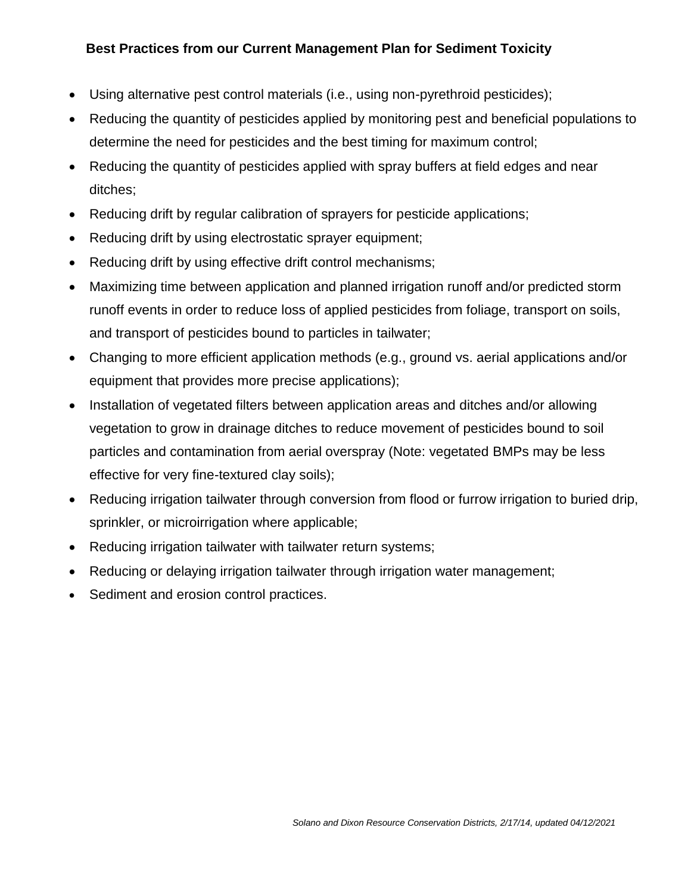**Best Practices from our Current Management Plan for Sediment Toxicity**

- Using alternative pest control materials (i.e., using non-pyrethroid pesticides);
- Reducing the quantity of pesticides applied by monitoring pest and beneficial populations to determine the need for pesticides and the best timing for maximum control;
- Reducing the quantity of pesticides applied with spray buffers at field edges and near ditches;
- Reducing drift by regular calibration of sprayers for pesticide applications;
- Reducing drift by using electrostatic sprayer equipment;
- Reducing drift by using effective drift control mechanisms;
- Maximizing time between application and planned irrigation runoff and/or predicted storm runoff events in order to reduce loss of applied pesticides from foliage, transport on soils, and transport of pesticides bound to particles in tailwater;
- Changing to more efficient application methods (e.g., ground vs. aerial applications and/or equipment that provides more precise applications);
- Installation of vegetated filters between application areas and ditches and/or allowing vegetation to grow in drainage ditches to reduce movement of pesticides bound to soil particles and contamination from aerial overspray (Note: vegetated BMPs may be less effective for very fine-textured clay soils);
- Reducing irrigation tailwater through conversion from flood or furrow irrigation to buried drip, sprinkler, or microirrigation where applicable;
- Reducing irrigation tailwater with tailwater return systems;
- Reducing or delaying irrigation tailwater through irrigation water management;
- Sediment and erosion control practices.

*Solano and Dixon Resource Conservation Districts, 2/17/14, updated 04/12/2021*